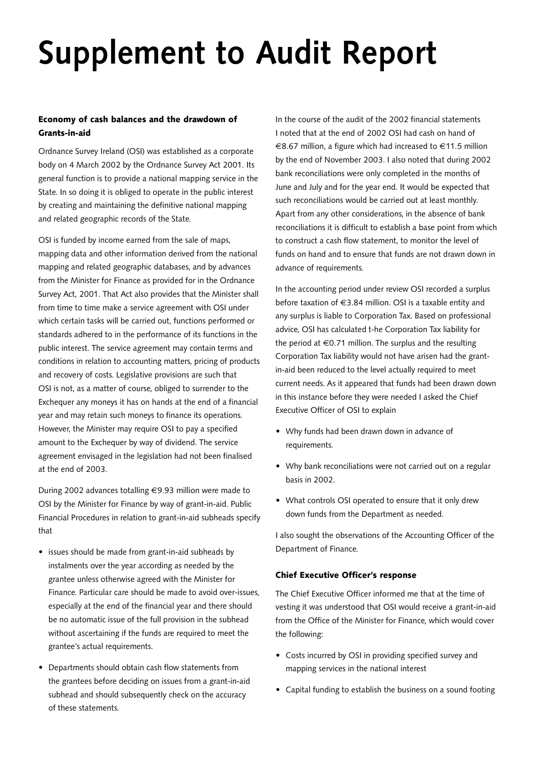# Supplement to Audit Report

### Economy of cash balances and the drawdown of Grants-in-aid

Ordnance Survey Ireland (OSI) was established as a corporate body on 4 March 2002 by the Ordnance Survey Act 2001. Its general function is to provide a national mapping service in the State. In so doing it is obliged to operate in the public interest by creating and maintaining the definitive national mapping and related geographic records of the State.

OSI is funded by income earned from the sale of maps, mapping data and other information derived from the national mapping and related geographic databases, and by advances from the Minister for Finance as provided for in the Ordnance Survey Act, 2001. That Act also provides that the Minister shall from time to time make a service agreement with OSI under which certain tasks will be carried out, functions performed or standards adhered to in the performance of its functions in the public interest. The service agreement may contain terms and conditions in relation to accounting matters, pricing of products and recovery of costs. Legislative provisions are such that OSI is not, as a matter of course, obliged to surrender to the Exchequer any moneys it has on hands at the end of a financial year and may retain such moneys to finance its operations. However, the Minister may require OSI to pay a specified amount to the Exchequer by way of dividend. The service agreement envisaged in the legislation had not been finalised at the end of 2003.

During 2002 advances totalling €9.93 million were made to OSI by the Minister for Finance by way of grant-in-aid. Public Financial Procedures in relation to grant-in-aid subheads specify that

- issues should be made from grant-in-aid subheads by instalments over the year according as needed by the grantee unless otherwise agreed with the Minister for Finance. Particular care should be made to avoid over-issues, especially at the end of the financial year and there should be no automatic issue of the full provision in the subhead without ascertaining if the funds are required to meet the grantee's actual requirements.
- Departments should obtain cash flow statements from the grantees before deciding on issues from a grant-in-aid subhead and should subsequently check on the accuracy of these statements.

In the course of the audit of the 2002 financial statements I noted that at the end of 2002 OSI had cash on hand of €8.67 million, a figure which had increased to €11.5 million by the end of November 2003. I also noted that during 2002 bank reconciliations were only completed in the months of June and July and for the year end. It would be expected that such reconciliations would be carried out at least monthly. Apart from any other considerations, in the absence of bank reconciliations it is difficult to establish a base point from which to construct a cash flow statement, to monitor the level of funds on hand and to ensure that funds are not drawn down in advance of requirements.

In the accounting period under review OSI recorded a surplus before taxation of €3.84 million. OSI is a taxable entity and any surplus is liable to Corporation Tax. Based on professional advice, OSI has calculated t-he Corporation Tax liability for the period at €0.71 million. The surplus and the resulting Corporation Tax liability would not have arisen had the grant-in-aid been reduced to the level actually required to meet current needs. As it appeared that funds had been drawn down in this instance before they were needed I asked the Chief Executive Officer of OSI to explain

- Why funds had been drawn down in advance of requirements.
- Why bank reconciliations were not carried out on a regular basis in 2002.
- What controls OSI operated to ensure that it only drew down funds from the Department as needed.

I also sought the observations of the Accounting Officer of the Department of Finance.

### Chief Executive Officer's response

The Chief Executive Officer informed me that at the time of vesting it was understood that OSI would receive a grant-in-aid from the Office of the Minister for Finance, which would cover the following:

- Costs incurred by OSI in providing specified survey and mapping services in the national interest
- Capital funding to establish the business on a sound footing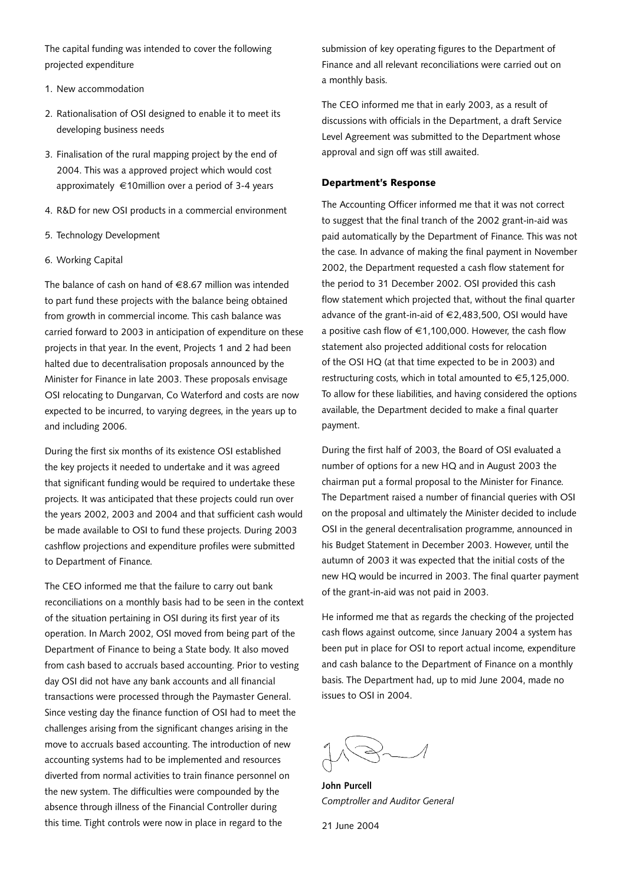The capital funding was intended to cover the following projected expenditure

1. New accommodation
2. Rationalisation of OSI designed to enable it to meet its developing business needs
3. Finalisation of the rural mapping project by the end of 2004. This was a approved project which would cost approximately €10million over a period of 3-4 years
4. R&D for new OSI products in a commercial environment
5. Technology Development
6. Working Capital

The balance of cash on hand of €8.67 million was intended to part fund these projects with the balance being obtained from growth in commercial income. This cash balance was carried forward to 2003 in anticipation of expenditure on these projects in that year. In the event, Projects 1 and 2 had been halted due to decentralisation proposals announced by the Minister for Finance in late 2003. These proposals envisage OSI relocating to Dungarvan, Co Waterford and costs are now expected to be incurred, to varying degrees, in the years up to and including 2006.

During the first six months of its existence OSI established the key projects it needed to undertake and it was agreed that significant funding would be required to undertake these projects. It was anticipated that these projects could run over the years 2002, 2003 and 2004 and that sufficient cash would be made available to OSI to fund these projects. During 2003 cashflow projections and expenditure profiles were submitted to Department of Finance.

The CEO informed me that the failure to carry out bank reconciliations on a monthly basis had to be seen in the context of the situation pertaining in OSI during its first year of its operation. In March 2002, OSI moved from being part of the Department of Finance to being a State body. It also moved from cash based to accruals based accounting. Prior to vesting day OSI did not have any bank accounts and all financial transactions were processed through the Paymaster General. Since vesting day the finance function of OSI had to meet the challenges arising from the significant changes arising in the move to accruals based accounting. The introduction of new accounting systems had to be implemented and resources diverted from normal activities to train finance personnel on the new system. The difficulties were compounded by the absence through illness of the Financial Controller during this time. Tight controls were now in place in regard to the submission of key operating figures to the Department of Finance and all relevant reconciliations were carried out on a monthly basis.

The CEO informed me that in early 2003, as a result of discussions with officials in the Department, a draft Service Level Agreement was submitted to the Department whose approval and sign off was still awaited.

### Department's Response

The Accounting Officer informed me that it was not correct to suggest that the final tranch of the 2002 grant-in-aid was paid automatically by the Department of Finance. This was not the case. In advance of making the final payment in November 2002, the Department requested a cash flow statement for the period to 31 December 2002. OSI provided this cash flow statement which projected that, without the final quarter advance of the grant-in-aid of €2,483,500, OSI would have a positive cash flow of €1,100,000. However, the cash flow statement also projected additional costs for relocation of the OSI HQ (at that time expected to be in 2003) and restructuring costs, which in total amounted to €5,125,000. To allow for these liabilities, and having considered the options available, the Department decided to make a final quarter payment.

During the first half of 2003, the Board of OSI evaluated a number of options for a new HQ and in August 2003 the chairman put a formal proposal to the Minister for Finance. The Department raised a number of financial queries with OSI on the proposal and ultimately the Minister decided to include OSI in the general decentralisation programme, announced in his Budget Statement in December 2003. However, until the autumn of 2003 it was expected that the initial costs of the new HQ would be incurred in 2003. The final quarter payment of the grant-in-aid was not paid in 2003.

He informed me that as regards the checking of the projected cash flows against outcome, since January 2004 a system has been put in place for OSI to report actual income, expenditure and cash balance to the Department of Finance on a monthly basis. The Department had, up to mid June 2004, made no issues to OSI in 2004.

**John Purcell**
*Comptroller and Auditor General*

21 June 2004